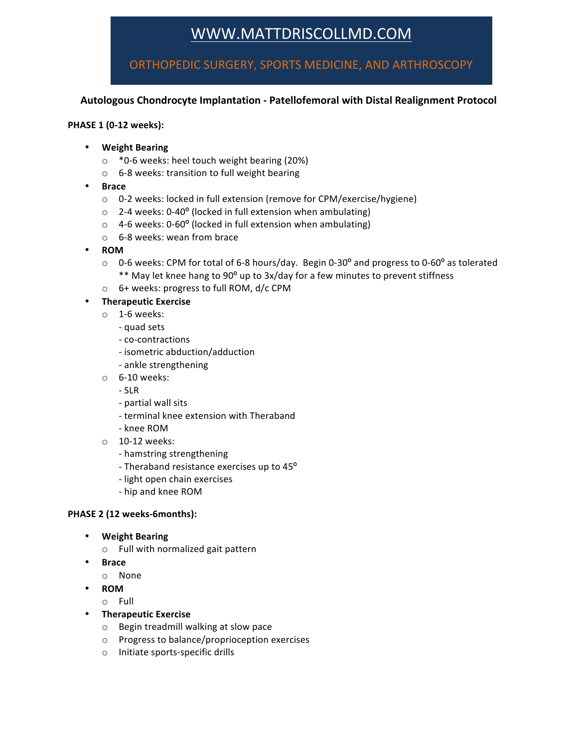# WWW.MATTDRISCOLLMD.COM

ORTHOPEDIC SURGERY, SPORTS MEDICINE, AND ARTHROSCOPY

## Autologous Chondrocyte Implantation - Patellofemoral with Distal Realignment Protocol

**PHASE 1 (0-12 weeks):**

- **Weight Bearing**
  - *0-6 weeks: heel touch weight bearing (20%)
  - 6-8 weeks: transition to full weight bearing
- **Brace**
  - 0-2 weeks: locked in full extension (remove for CPM/exercise/hygiene)
  - 2-4 weeks: 0-40° (locked in full extension when ambulating)
  - 4-6 weeks: 0-60° (locked in full extension when ambulating)
  - 6-8 weeks: wean from brace
- **ROM**
  - 0-6 weeks: CPM for total of 6-8 hours/day. Begin 0-30° and progress to 0-60° as tolerated
    ** May let knee hang to 90° up to 3x/day for a few minutes to prevent stiffness
  - 6+ weeks: progress to full ROM, d/c CPM
- **Therapeutic Exercise**
  - 1-6 weeks:
    - quad sets
    - co-contractions
    - isometric abduction/adduction
    - ankle strengthening
  - 6-10 weeks:
    - SLR
    - partial wall sits
    - terminal knee extension with Theraband
    - knee ROM
  - 10-12 weeks:
    - hamstring strengthening
    - Theraband resistance exercises up to 45°
    - light open chain exercises
    - hip and knee ROM

**PHASE 2 (12 weeks-6months):**

- **Weight Bearing**
  - Full with normalized gait pattern
- **Brace**
  - None
- **ROM**
  - Full
- **Therapeutic Exercise**
  - Begin treadmill walking at slow pace
  - Progress to balance/proprioception exercises
  - Initiate sports-specific drills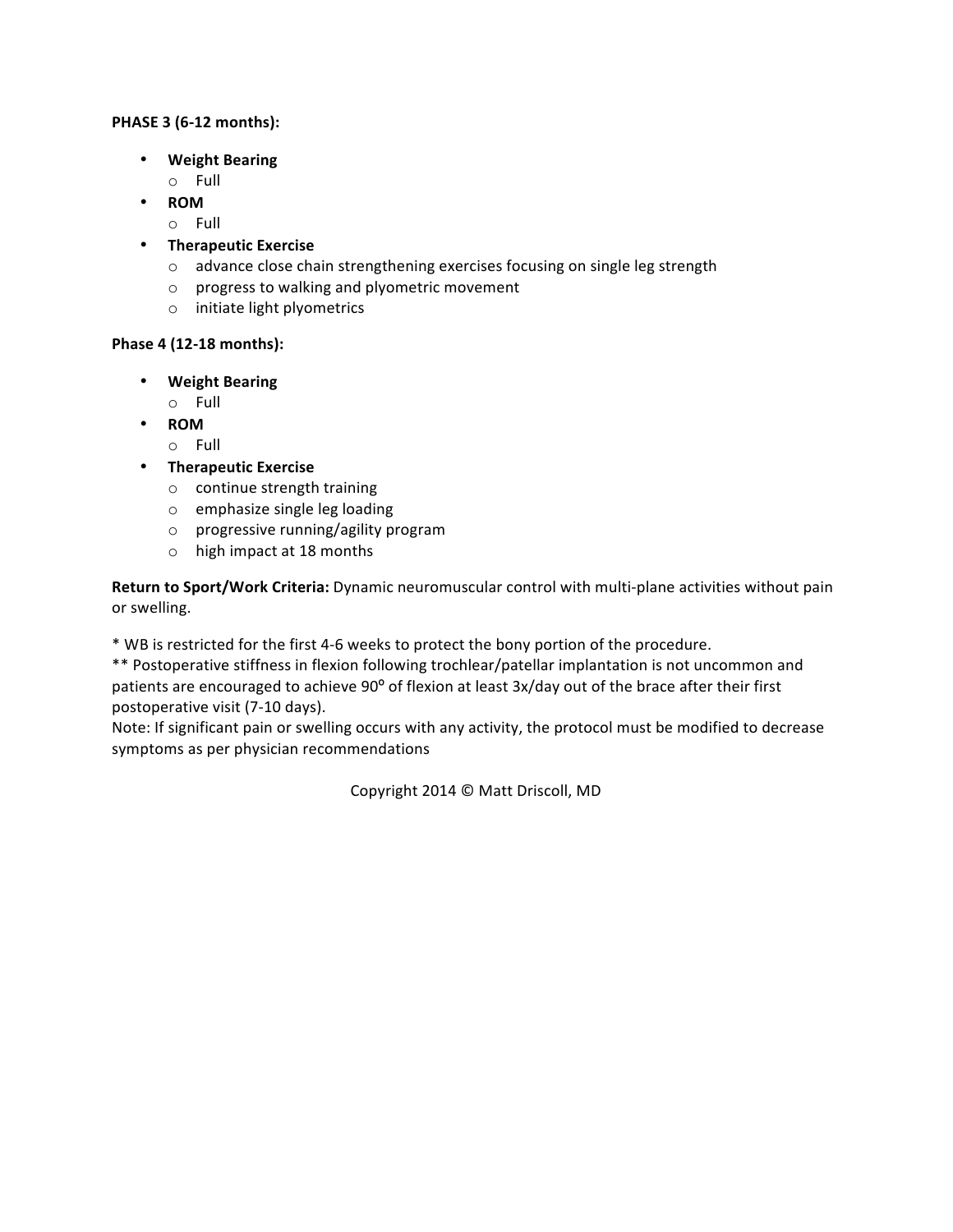**PHASE 3 (6-12 months):**

- **Weight Bearing**
  - Full
- **ROM**
  - Full
- **Therapeutic Exercise**
  - advance close chain strengthening exercises focusing on single leg strength
  - progress to walking and plyometric movement
  - initiate light plyometrics

**Phase 4 (12-18 months):**

- **Weight Bearing**
  - Full
- **ROM**
  - Full
- **Therapeutic Exercise**
  - continue strength training
  - emphasize single leg loading
  - progressive running/agility program
  - high impact at 18 months

**Return to Sport/Work Criteria:** Dynamic neuromuscular control with multi-plane activities without pain or swelling.

* WB is restricted for the first 4-6 weeks to protect the bony portion of the procedure.

** Postoperative stiffness in flexion following trochlear/patellar implantation is not uncommon and patients are encouraged to achieve 90º of flexion at least 3x/day out of the brace after their first postoperative visit (7-10 days).

Note: If significant pain or swelling occurs with any activity, the protocol must be modified to decrease symptoms as per physician recommendations

Copyright 2014 © Matt Driscoll, MD